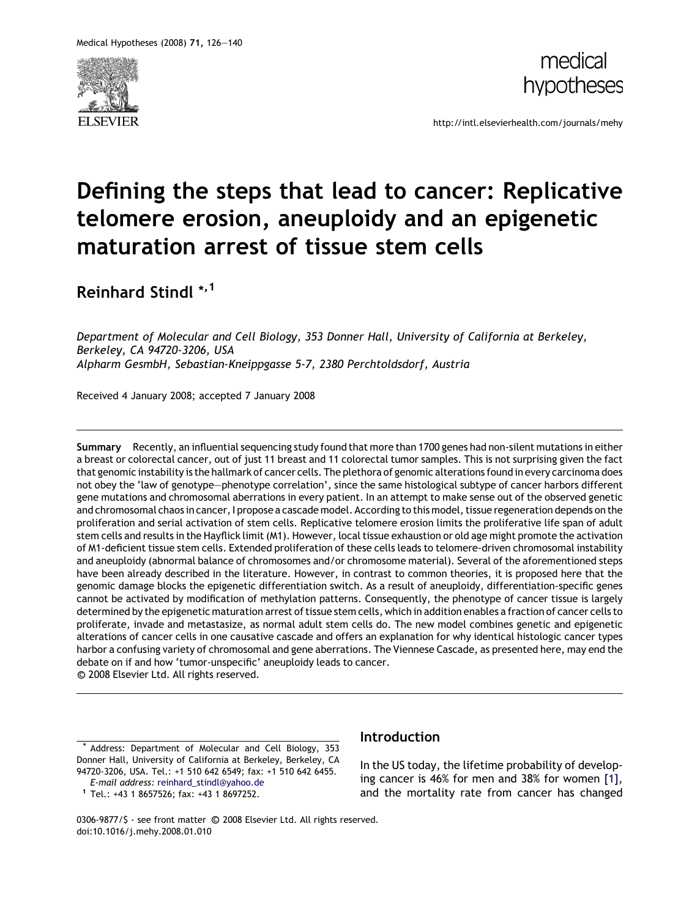# Defining the steps that lead to cancer: Replicative telomere erosion, aneuploidy and an epigenetic maturation arrest of tissue stem cells

**Reinhard Stindl** *[,1]

*Department of Molecular and Cell Biology, 353 Donner Hall, University of California at Berkeley, Berkeley, CA 94720-3206, USA*
*Alpharm GesmbH, Sebastian-Kneippgasse 5-7, 2380 Perchtoldsdorf, Austria*

Received 4 January 2008; accepted 7 January 2008

---

**Summary** Recently, an influential sequencing study found that more than 1700 genes had non-silent mutations in either a breast or colorectal cancer, out of just 11 breast and 11 colorectal tumor samples. This is not surprising given the fact that genomic instability is the hallmark of cancer cells. The plethora of genomic alterations found in every carcinoma does not obey the 'law of genotype–phenotype correlation', since the same histological subtype of cancer harbors different gene mutations and chromosomal aberrations in every patient. In an attempt to make sense out of the observed genetic and chromosomal chaos in cancer, I propose a cascade model. According to this model, tissue regeneration depends on the proliferation and serial activation of stem cells. Replicative telomere erosion limits the proliferative life span of adult stem cells and results in the Hayflick limit (M1). However, local tissue exhaustion or old age might promote the activation of M1-deficient tissue stem cells. Extended proliferation of these cells leads to telomere-driven chromosomal instability and aneuploidy (abnormal balance of chromosomes and/or chromosome material). Several of the aforementioned steps have been already described in the literature. However, in contrast to common theories, it is proposed here that the genomic damage blocks the epigenetic differentiation switch. As a result of aneuploidy, differentiation-specific genes cannot be activated by modification of methylation patterns. Consequently, the phenotype of cancer tissue is largely determined by the epigenetic maturation arrest of tissue stem cells, which in addition enables a fraction of cancer cells to proliferate, invade and metastasize, as normal adult stem cells do. The new model combines genetic and epigenetic alterations of cancer cells in one causative cascade and offers an explanation for why identical histologic cancer types harbor a confusing variety of chromosomal and gene aberrations. The Viennese Cascade, as presented here, may end the debate on if and how 'tumor-unspecific' aneuploidy leads to cancer.
© 2008 Elsevier Ltd. All rights reserved.

---

## Introduction

In the US today, the lifetime probability of developing cancer is 46% for men and 38% for women [1], and the mortality rate from cancer has changed

---

\* Address: Department of Molecular and Cell Biology, 353 Donner Hall, University of California at Berkeley, Berkeley, CA 94720-3206, USA. Tel.: +1 510 642 6549; fax: +1 510 642 6455.
*E-mail address:* reinhard_stindl@yahoo.de

[1] Tel.: +43 1 8657526; fax: +43 1 8697252.

0306-9877/$ - see front matter © 2008 Elsevier Ltd. All rights reserved.
doi:10.1016/j.mehy.2008.01.010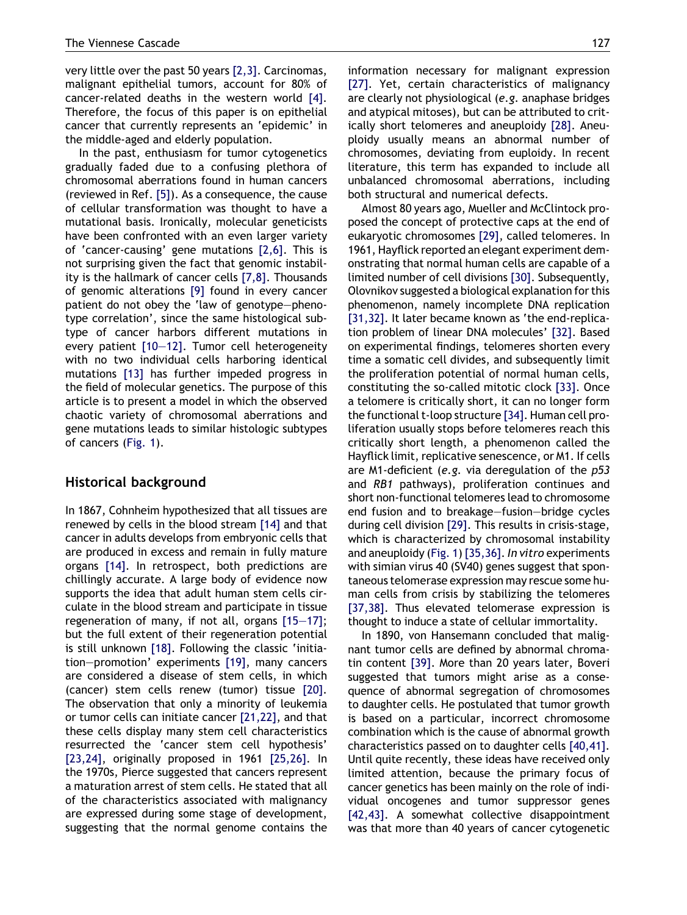very little over the past 50 years [2,3]. Carcinomas, malignant epithelial tumors, account for 80% of cancer-related deaths in the western world [4]. Therefore, the focus of this paper is on epithelial cancer that currently represents an 'epidemic' in the middle-aged and elderly population.

In the past, enthusiasm for tumor cytogenetics gradually faded due to a confusing plethora of chromosomal aberrations found in human cancers (reviewed in Ref. [5]). As a consequence, the cause of cellular transformation was thought to have a mutational basis. Ironically, molecular geneticists have been confronted with an even larger variety of 'cancer-causing' gene mutations [2,6]. This is not surprising given the fact that genomic instability is the hallmark of cancer cells [7,8]. Thousands of genomic alterations [9] found in every cancer patient do not obey the 'law of genotype–phenotype correlation', since the same histological subtype of cancer harbors different mutations in every patient [10–12]. Tumor cell heterogeneity with no two individual cells harboring identical mutations [13] has further impeded progress in the field of molecular genetics. The purpose of this article is to present a model in which the observed chaotic variety of chromosomal aberrations and gene mutations leads to similar histologic subtypes of cancers (Fig. 1).

## Historical background

In 1867, Cohnheim hypothesized that all tissues are renewed by cells in the blood stream [14] and that cancer in adults develops from embryonic cells that are produced in excess and remain in fully mature organs [14]. In retrospect, both predictions are chillingly accurate. A large body of evidence now supports the idea that adult human stem cells circulate in the blood stream and participate in tissue regeneration of many, if not all, organs [15–17]; but the full extent of their regeneration potential is still unknown [18]. Following the classic 'initiation–promotion' experiments [19], many cancers are considered a disease of stem cells, in which (cancer) stem cells renew (tumor) tissue [20]. The observation that only a minority of leukemia or tumor cells can initiate cancer [21,22], and that these cells display many stem cell characteristics resurrected the 'cancer stem cell hypothesis' [23,24], originally proposed in 1961 [25,26]. In the 1970s, Pierce suggested that cancers represent a maturation arrest of stem cells. He stated that all of the characteristics associated with malignancy are expressed during some stage of development, suggesting that the normal genome contains the information necessary for malignant expression [27]. Yet, certain characteristics of malignancy are clearly not physiological (*e.g.* anaphase bridges and atypical mitoses), but can be attributed to critically short telomeres and aneuploidy [28]. Aneuploidy usually means an abnormal number of chromosomes, deviating from euploidy. In recent literature, this term has expanded to include all unbalanced chromosomal aberrations, including both structural and numerical defects.

Almost 80 years ago, Mueller and McClintock proposed the concept of protective caps at the end of eukaryotic chromosomes [29], called telomeres. In 1961, Hayflick reported an elegant experiment demonstrating that normal human cells are capable of a limited number of cell divisions [30]. Subsequently, Olovnikov suggested a biological explanation for this phenomenon, namely incomplete DNA replication [31,32]. It later became known as 'the end-replication problem of linear DNA molecules' [32]. Based on experimental findings, telomeres shorten every time a somatic cell divides, and subsequently limit the proliferation potential of normal human cells, constituting the so-called mitotic clock [33]. Once a telomere is critically short, it can no longer form the functional t-loop structure [34]. Human cell proliferation usually stops before telomeres reach this critically short length, a phenomenon called the Hayflick limit, replicative senescence, or M1. If cells are M1-deficient (*e.g.* via deregulation of the *p53* and *RB1* pathways), proliferation continues and short non-functional telomeres lead to chromosome end fusion and to breakage–fusion–bridge cycles during cell division [29]. This results in crisis-stage, which is characterized by chromosomal instability and aneuploidy (Fig. 1) [35,36]. *In vitro* experiments with simian virus 40 (SV40) genes suggest that spontaneous telomerase expression may rescue some human cells from crisis by stabilizing the telomeres [37,38]. Thus elevated telomerase expression is thought to induce a state of cellular immortality.

In 1890, von Hansemann concluded that malignant tumor cells are defined by abnormal chromatin content [39]. More than 20 years later, Boveri suggested that tumors might arise as a consequence of abnormal segregation of chromosomes to daughter cells. He postulated that tumor growth is based on a particular, incorrect chromosome combination which is the cause of abnormal growth characteristics passed on to daughter cells [40,41]. Until quite recently, these ideas have received only limited attention, because the primary focus of cancer genetics has been mainly on the role of individual oncogenes and tumor suppressor genes [42,43]. A somewhat collective disappointment was that more than 40 years of cancer cytogenetic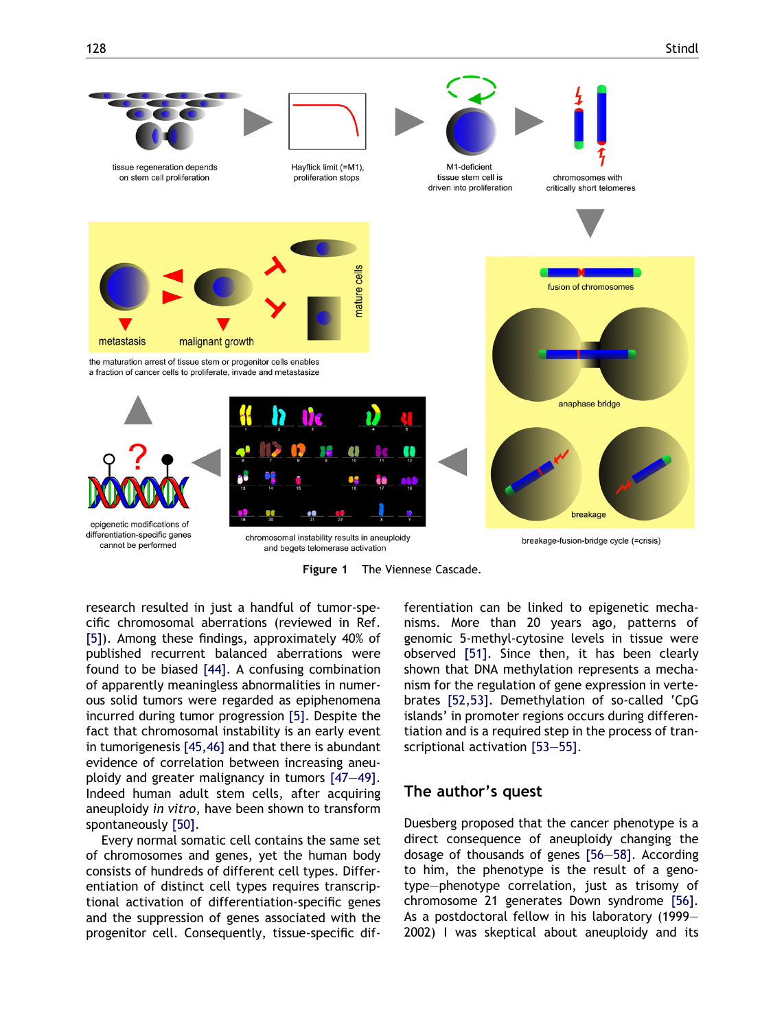tissue regeneration depends on stem cell proliferation

Hayflick limit (=M1), proliferation stops

M1-deficient tissue stem cell is driven into proliferation

chromosomes with critically short telomeres

fusion of chromosomes

anaphase bridge

breakage

breakage-fusion-bridge cycle (=crisis)

chromosomal instability results in aneuploidy and begets telomerase activation

epigenetic modifications of differentiation-specific genes cannot be performed

metastasis

malignant growth

mature cells

the maturation arrest of tissue stem or progenitor cells enables a fraction of cancer cells to proliferate, invade and metastasize

**Figure 1** The Viennese Cascade.

research resulted in just a handful of tumor-specific chromosomal aberrations (reviewed in Ref. [5]). Among these findings, approximately 40% of published recurrent balanced aberrations were found to be biased [44]. A confusing combination of apparently meaningless abnormalities in numerous solid tumors were regarded as epiphenomena incurred during tumor progression [5]. Despite the fact that chromosomal instability is an early event in tumorigenesis [45,46] and that there is abundant evidence of correlation between increasing aneuploidy and greater malignancy in tumors [47—49]. Indeed human adult stem cells, after acquiring aneuploidy *in vitro*, have been shown to transform spontaneously [50].

Every normal somatic cell contains the same set of chromosomes and genes, yet the human body consists of hundreds of different cell types. Differentiation of distinct cell types requires transcriptional activation of differentiation-specific genes and the suppression of genes associated with the progenitor cell. Consequently, tissue-specific differentiation can be linked to epigenetic mechanisms. More than 20 years ago, patterns of genomic 5-methyl-cytosine levels in tissue were observed [51]. Since then, it has been clearly shown that DNA methylation represents a mechanism for the regulation of gene expression in vertebrates [52,53]. Demethylation of so-called 'CpG islands' in promoter regions occurs during differentiation and is a required step in the process of transcriptional activation [53—55].

## The author's quest

Duesberg proposed that the cancer phenotype is a direct consequence of aneuploidy changing the dosage of thousands of genes [56—58]. According to him, the phenotype is the result of a genotype—phenotype correlation, just as trisomy of chromosome 21 generates Down syndrome [56]. As a postdoctoral fellow in his laboratory (1999—2002) I was skeptical about aneuploidy and its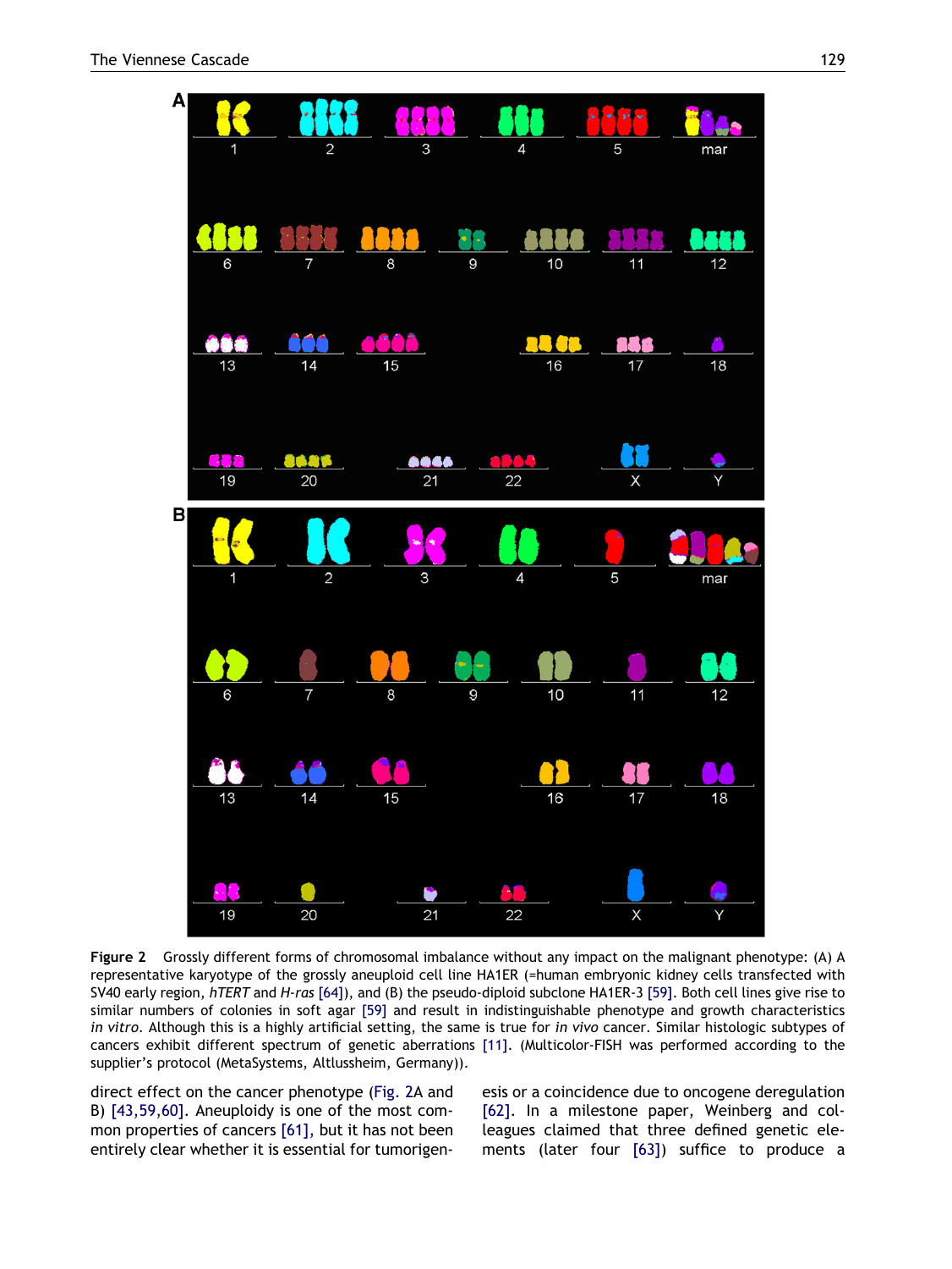**Figure 2** Grossly different forms of chromosomal imbalance without any impact on the malignant phenotype: (A) A representative karyotype of the grossly aneuploid cell line HA1ER (=human embryonic kidney cells transfected with SV40 early region, *hTERT* and *H-ras* [64]), and (B) the pseudo-diploid subclone HA1ER-3 [59]. Both cell lines give rise to similar numbers of colonies in soft agar [59] and result in indistinguishable phenotype and growth characteristics *in vitro*. Although this is a highly artificial setting, the same is true for *in vivo* cancer. Similar histologic subtypes of cancers exhibit different spectrum of genetic aberrations [11]. (Multicolor-FISH was performed according to the supplier's protocol (MetaSystems, Altlussheim, Germany)).

direct effect on the cancer phenotype (Fig. 2A and B) [43,59,60]. Aneuploidy is one of the most common properties of cancers [61], but it has not been entirely clear whether it is essential for tumorigenesis or a coincidence due to oncogene deregulation [62]. In a milestone paper, Weinberg and colleagues claimed that three defined genetic elements (later four [63]) suffice to produce a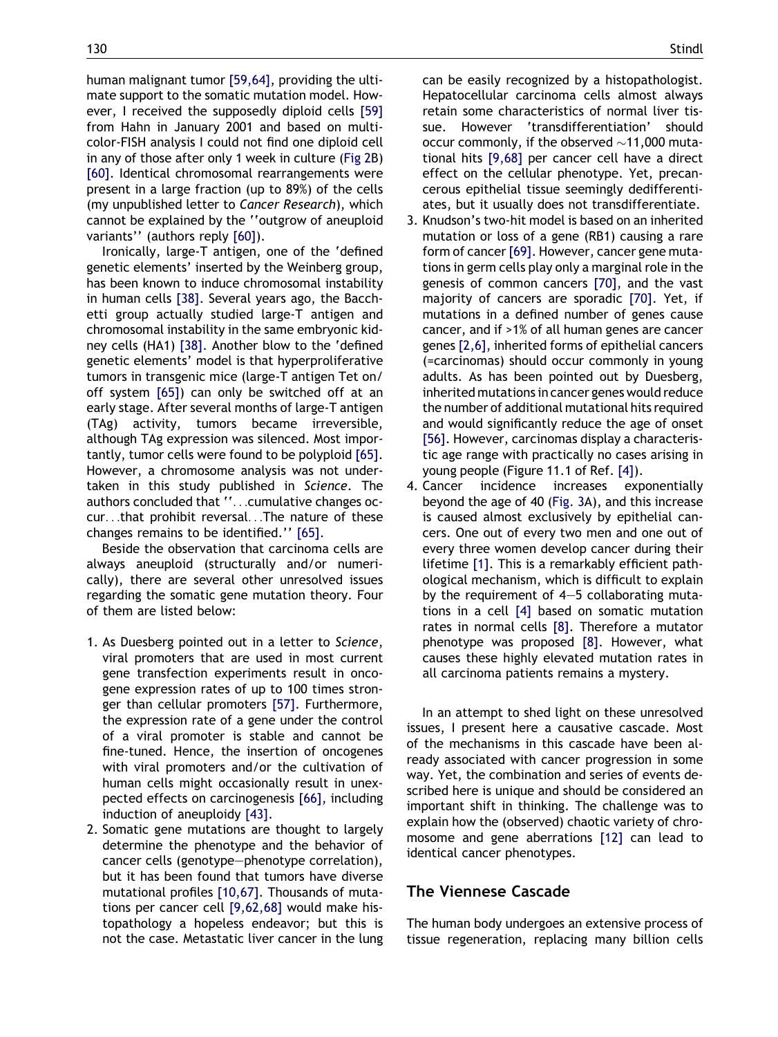human malignant tumor [59,64], providing the ultimate support to the somatic mutation model. However, I received the supposedly diploid cells [59] from Hahn in January 2001 and based on multicolor-FISH analysis I could not find one diploid cell in any of those after only 1 week in culture (Fig 2B) [60]. Identical chromosomal rearrangements were present in a large fraction (up to 89%) of the cells (my unpublished letter to *Cancer Research*), which cannot be explained by the ''outgrow of aneuploid variants'' (authors reply [60]).

Ironically, large-T antigen, one of the 'defined genetic elements' inserted by the Weinberg group, has been known to induce chromosomal instability in human cells [38]. Several years ago, the Bacchetti group actually studied large-T antigen and chromosomal instability in the same embryonic kidney cells (HA1) [38]. Another blow to the 'defined genetic elements' model is that hyperproliferative tumors in transgenic mice (large-T antigen Tet on/off system [65]) can only be switched off at an early stage. After several months of large-T antigen (TAg) activity, tumors became irreversible, although TAg expression was silenced. Most importantly, tumor cells were found to be polyploid [65]. However, a chromosome analysis was not undertaken in this study published in *Science*. The authors concluded that ''...cumulative changes occur...that prohibit reversal...The nature of these changes remains to be identified.'' [65].

Beside the observation that carcinoma cells are always aneuploid (structurally and/or numerically), there are several other unresolved issues regarding the somatic gene mutation theory. Four of them are listed below:

1. As Duesberg pointed out in a letter to *Science*, viral promoters that are used in most current gene transfection experiments result in oncogene expression rates of up to 100 times stronger than cellular promoters [57]. Furthermore, the expression rate of a gene under the control of a viral promoter is stable and cannot be fine-tuned. Hence, the insertion of oncogenes with viral promoters and/or the cultivation of human cells might occasionally result in unexpected effects on carcinogenesis [66], including induction of aneuploidy [43].
2. Somatic gene mutations are thought to largely determine the phenotype and the behavior of cancer cells (genotype—phenotype correlation), but it has been found that tumors have diverse mutational profiles [10,67]. Thousands of mutations per cancer cell [9,62,68] would make histopathology a hopeless endeavor; but this is not the case. Metastatic liver cancer in the lung can be easily recognized by a histopathologist. Hepatocellular carcinoma cells almost always retain some characteristics of normal liver tissue. However 'transdifferentiation' should occur commonly, if the observed ~11,000 mutational hits [9,68] per cancer cell have a direct effect on the cellular phenotype. Yet, precancerous epithelial tissue seemingly dedifferentiates, but it usually does not transdifferentiate.
3. Knudson's two-hit model is based on an inherited mutation or loss of a gene (RB1) causing a rare form of cancer [69]. However, cancer gene mutations in germ cells play only a marginal role in the genesis of common cancers [70], and the vast majority of cancers are sporadic [70]. Yet, if mutations in a defined number of genes cause cancer, and if >1% of all human genes are cancer genes [2,6], inherited forms of epithelial cancers (=carcinomas) should occur commonly in young adults. As has been pointed out by Duesberg, inherited mutations in cancer genes would reduce the number of additional mutational hits required and would significantly reduce the age of onset [56]. However, carcinomas display a characteristic age range with practically no cases arising in young people (Figure 11.1 of Ref. [4]).
4. Cancer incidence increases exponentially beyond the age of 40 (Fig. 3A), and this increase is caused almost exclusively by epithelial cancers. One out of every two men and one out of every three women develop cancer during their lifetime [1]. This is a remarkably efficient pathological mechanism, which is difficult to explain by the requirement of 4—5 collaborating mutations in a cell [4] based on somatic mutation rates in normal cells [8]. Therefore a mutator phenotype was proposed [8]. However, what causes these highly elevated mutation rates in all carcinoma patients remains a mystery.

In an attempt to shed light on these unresolved issues, I present here a causative cascade. Most of the mechanisms in this cascade have been already associated with cancer progression in some way. Yet, the combination and series of events described here is unique and should be considered an important shift in thinking. The challenge was to explain how the (observed) chaotic variety of chromosome and gene aberrations [12] can lead to identical cancer phenotypes.

## The Viennese Cascade

The human body undergoes an extensive process of tissue regeneration, replacing many billion cells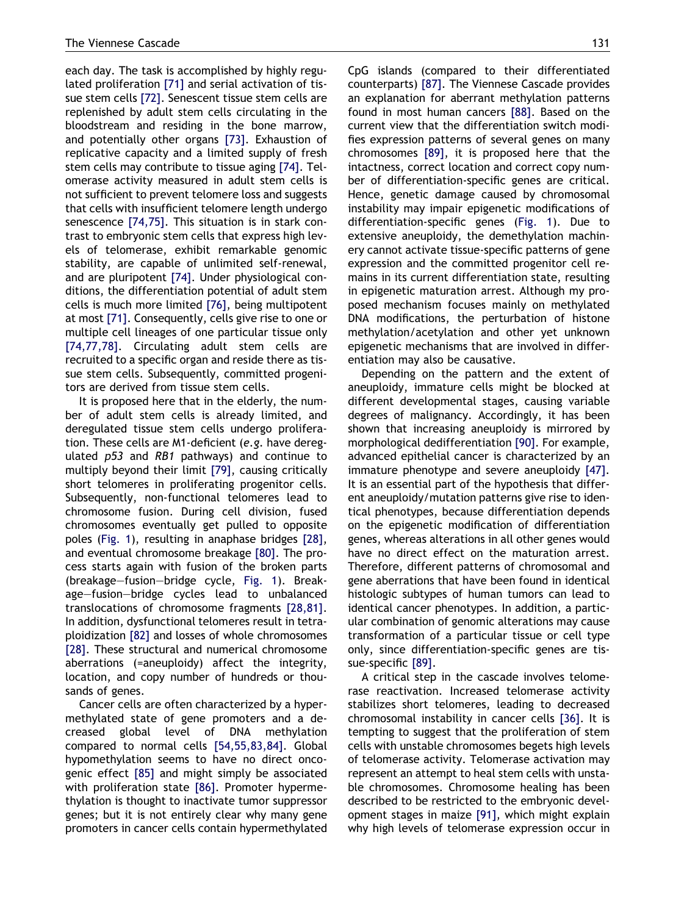each day. The task is accomplished by highly regulated proliferation [71] and serial activation of tissue stem cells [72]. Senescent tissue stem cells are replenished by adult stem cells circulating in the bloodstream and residing in the bone marrow, and potentially other organs [73]. Exhaustion of replicative capacity and a limited supply of fresh stem cells may contribute to tissue aging [74]. Telomerase activity measured in adult stem cells is not sufficient to prevent telomere loss and suggests that cells with insufficient telomere length undergo senescence [74,75]. This situation is in stark contrast to embryonic stem cells that express high levels of telomerase, exhibit remarkable genomic stability, are capable of unlimited self-renewal, and are pluripotent [74]. Under physiological conditions, the differentiation potential of adult stem cells is much more limited [76], being multipotent at most [71]. Consequently, cells give rise to one or multiple cell lineages of one particular tissue only [74,77,78]. Circulating adult stem cells are recruited to a specific organ and reside there as tissue stem cells. Subsequently, committed progenitors are derived from tissue stem cells.

It is proposed here that in the elderly, the number of adult stem cells is already limited, and deregulated tissue stem cells undergo proliferation. These cells are M1-deficient (*e.g.* have deregulated *p53* and *RB1* pathways) and continue to multiply beyond their limit [79], causing critically short telomeres in proliferating progenitor cells. Subsequently, non-functional telomeres lead to chromosome fusion. During cell division, fused chromosomes eventually get pulled to opposite poles (Fig. 1), resulting in anaphase bridges [28], and eventual chromosome breakage [80]. The process starts again with fusion of the broken parts (breakage–fusion–bridge cycle, Fig. 1). Breakage–fusion–bridge cycles lead to unbalanced translocations of chromosome fragments [28,81]. In addition, dysfunctional telomeres result in tetraploidization [82] and losses of whole chromosomes [28]. These structural and numerical chromosome aberrations (=aneuploidy) affect the integrity, location, and copy number of hundreds or thousands of genes.

Cancer cells are often characterized by a hypermethylated state of gene promoters and a decreased global level of DNA methylation compared to normal cells [54,55,83,84]. Global hypomethylation seems to have no direct oncogenic effect [85] and might simply be associated with proliferation state [86]. Promoter hypermethylation is thought to inactivate tumor suppressor genes; but it is not entirely clear why many gene promoters in cancer cells contain hypermethylated CpG islands (compared to their differentiated counterparts) [87]. The Viennese Cascade provides an explanation for aberrant methylation patterns found in most human cancers [88]. Based on the current view that the differentiation switch modifies expression patterns of several genes on many chromosomes [89], it is proposed here that the intactness, correct location and correct copy number of differentiation-specific genes are critical. Hence, genetic damage caused by chromosomal instability may impair epigenetic modifications of differentiation-specific genes (Fig. 1). Due to extensive aneuploidy, the demethylation machinery cannot activate tissue-specific patterns of gene expression and the committed progenitor cell remains in its current differentiation state, resulting in epigenetic maturation arrest. Although my proposed mechanism focuses mainly on methylated DNA modifications, the perturbation of histone methylation/acetylation and other yet unknown epigenetic mechanisms that are involved in differentiation may also be causative.

Depending on the pattern and the extent of aneuploidy, immature cells might be blocked at different developmental stages, causing variable degrees of malignancy. Accordingly, it has been shown that increasing aneuploidy is mirrored by morphological dedifferentiation [90]. For example, advanced epithelial cancer is characterized by an immature phenotype and severe aneuploidy [47]. It is an essential part of the hypothesis that different aneuploidy/mutation patterns give rise to identical phenotypes, because differentiation depends on the epigenetic modification of differentiation genes, whereas alterations in all other genes would have no direct effect on the maturation arrest. Therefore, different patterns of chromosomal and gene aberrations that have been found in identical histologic subtypes of human tumors can lead to identical cancer phenotypes. In addition, a particular combination of genomic alterations may cause transformation of a particular tissue or cell type only, since differentiation-specific genes are tissue-specific [89].

A critical step in the cascade involves telomerase reactivation. Increased telomerase activity stabilizes short telomeres, leading to decreased chromosomal instability in cancer cells [36]. It is tempting to suggest that the proliferation of stem cells with unstable chromosomes begets high levels of telomerase activity. Telomerase activation may represent an attempt to heal stem cells with unstable chromosomes. Chromosome healing has been described to be restricted to the embryonic development stages in maize [91], which might explain why high levels of telomerase expression occur in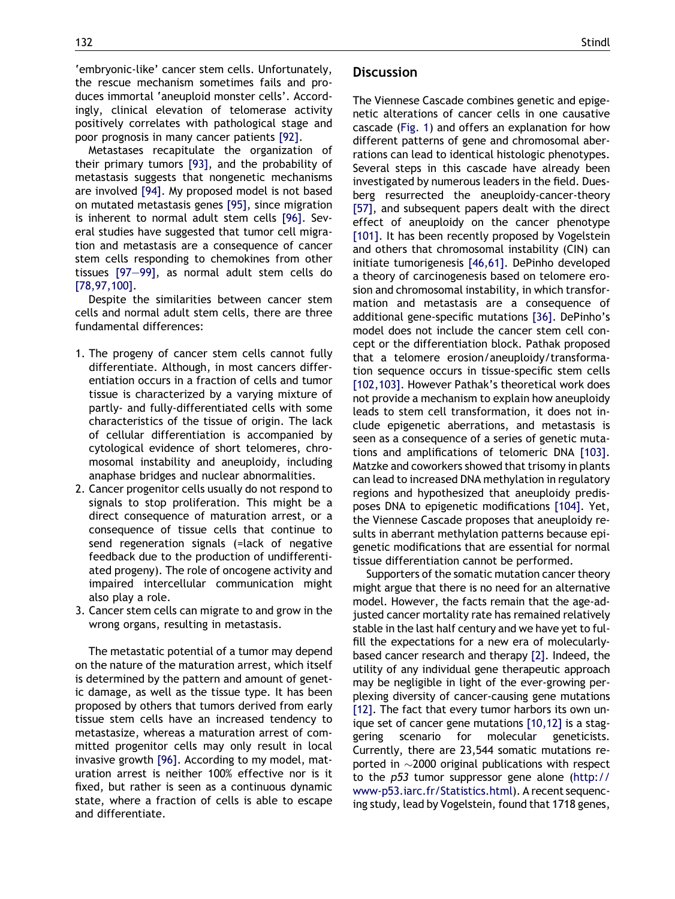'embryonic-like' cancer stem cells. Unfortunately, the rescue mechanism sometimes fails and produces immortal 'aneuploid monster cells'. Accordingly, clinical elevation of telomerase activity positively correlates with pathological stage and poor prognosis in many cancer patients [92].

Metastases recapitulate the organization of their primary tumors [93], and the probability of metastasis suggests that nongenetic mechanisms are involved [94]. My proposed model is not based on mutated metastasis genes [95], since migration is inherent to normal adult stem cells [96]. Several studies have suggested that tumor cell migration and metastasis are a consequence of cancer stem cells responding to chemokines from other tissues [97–99], as normal adult stem cells do [78,97,100].

Despite the similarities between cancer stem cells and normal adult stem cells, there are three fundamental differences:

1. The progeny of cancer stem cells cannot fully differentiate. Although, in most cancers differentiation occurs in a fraction of cells and tumor tissue is characterized by a varying mixture of partly- and fully-differentiated cells with some characteristics of the tissue of origin. The lack of cellular differentiation is accompanied by cytological evidence of short telomeres, chromosomal instability and aneuploidy, including anaphase bridges and nuclear abnormalities.
2. Cancer progenitor cells usually do not respond to signals to stop proliferation. This might be a direct consequence of maturation arrest, or a consequence of tissue cells that continue to send regeneration signals (=lack of negative feedback due to the production of undifferentiated progeny). The role of oncogene activity and impaired intercellular communication might also play a role.
3. Cancer stem cells can migrate to and grow in the wrong organs, resulting in metastasis.

The metastatic potential of a tumor may depend on the nature of the maturation arrest, which itself is determined by the pattern and amount of genetic damage, as well as the tissue type. It has been proposed by others that tumors derived from early tissue stem cells have an increased tendency to metastasize, whereas a maturation arrest of committed progenitor cells may only result in local invasive growth [96]. According to my model, maturation arrest is neither 100% effective nor is it fixed, but rather is seen as a continuous dynamic state, where a fraction of cells is able to escape and differentiate.

## Discussion

The Viennese Cascade combines genetic and epigenetic alterations of cancer cells in one causative cascade (Fig. 1) and offers an explanation for how different patterns of gene and chromosomal aberrations can lead to identical histologic phenotypes. Several steps in this cascade have already been investigated by numerous leaders in the field. Duesberg resurrected the aneuploidy-cancer-theory [57], and subsequent papers dealt with the direct effect of aneuploidy on the cancer phenotype [101]. It has been recently proposed by Vogelstein and others that chromosomal instability (CIN) can initiate tumorigenesis [46,61]. DePinho developed a theory of carcinogenesis based on telomere erosion and chromosomal instability, in which transformation and metastasis are a consequence of additional gene-specific mutations [36]. DePinho's model does not include the cancer stem cell concept or the differentiation block. Pathak proposed that a telomere erosion/aneuploidy/transformation sequence occurs in tissue-specific stem cells [102,103]. However Pathak's theoretical work does not provide a mechanism to explain how aneuploidy leads to stem cell transformation, it does not include epigenetic aberrations, and metastasis is seen as a consequence of a series of genetic mutations and amplifications of telomeric DNA [103]. Matzke and coworkers showed that trisomy in plants can lead to increased DNA methylation in regulatory regions and hypothesized that aneuploidy predisposes DNA to epigenetic modifications [104]. Yet, the Viennese Cascade proposes that aneuploidy results in aberrant methylation patterns because epigenetic modifications that are essential for normal tissue differentiation cannot be performed.

Supporters of the somatic mutation cancer theory might argue that there is no need for an alternative model. However, the facts remain that the age-adjusted cancer mortality rate has remained relatively stable in the last half century and we have yet to fulfill the expectations for a new era of molecularly-based cancer research and therapy [2]. Indeed, the utility of any individual gene therapeutic approach may be negligible in light of the ever-growing perplexing diversity of cancer-causing gene mutations [12]. The fact that every tumor harbors its own unique set of cancer gene mutations [10,12] is a staggering scenario for molecular geneticists. Currently, there are 23,544 somatic mutations reported in ~2000 original publications with respect to the *p53* tumor suppressor gene alone (http://www-p53.iarc.fr/Statistics.html). A recent sequencing study, lead by Vogelstein, found that 1718 genes,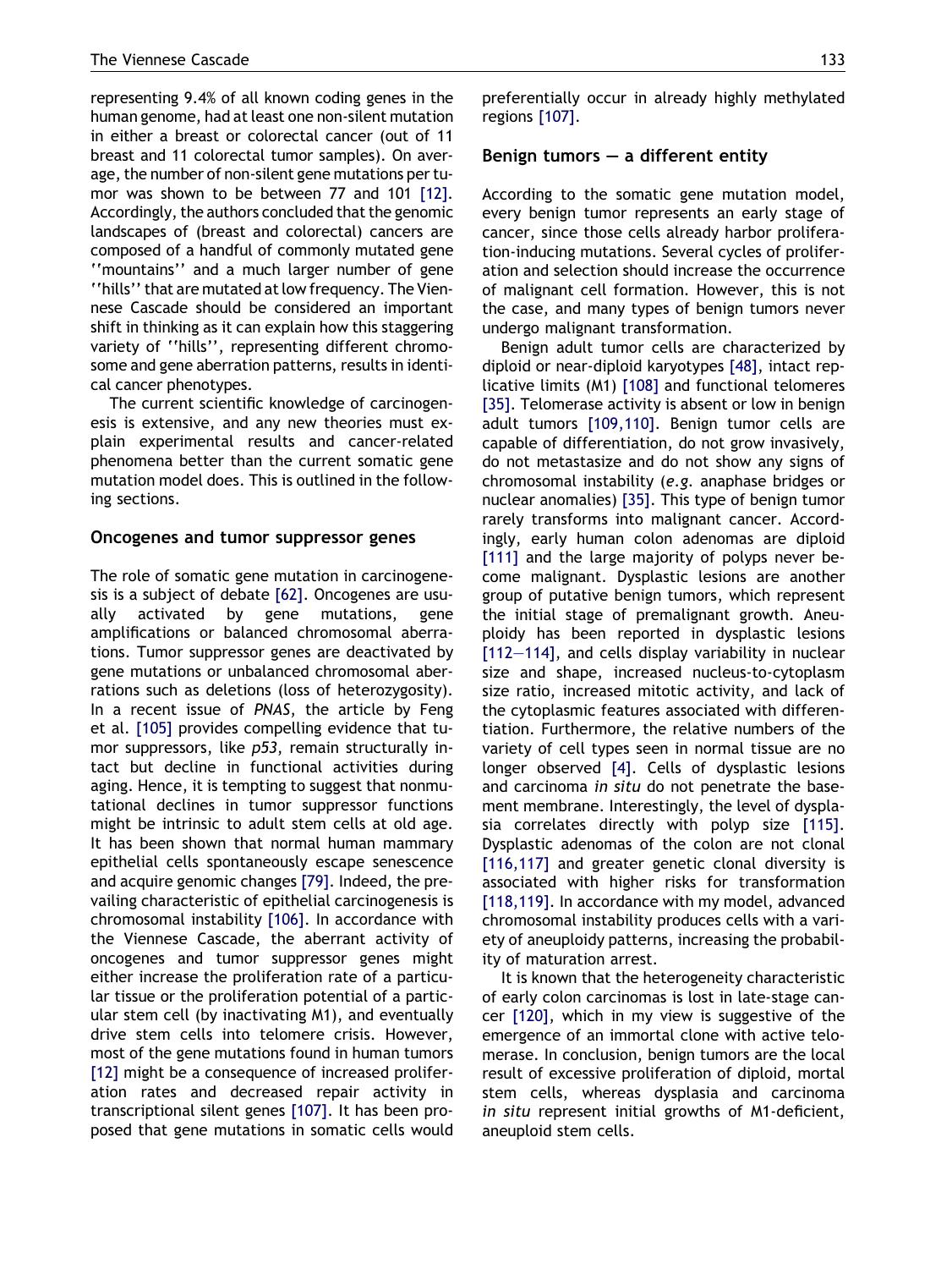representing 9.4% of all known coding genes in the human genome, had at least one non-silent mutation in either a breast or colorectal cancer (out of 11 breast and 11 colorectal tumor samples). On average, the number of non-silent gene mutations per tumor was shown to be between 77 and 101 [12]. Accordingly, the authors concluded that the genomic landscapes of (breast and colorectal) cancers are composed of a handful of commonly mutated gene ''mountains'' and a much larger number of gene ''hills'' that are mutated at low frequency. The Viennese Cascade should be considered an important shift in thinking as it can explain how this staggering variety of ''hills'', representing different chromosome and gene aberration patterns, results in identical cancer phenotypes.

The current scientific knowledge of carcinogenesis is extensive, and any new theories must explain experimental results and cancer-related phenomena better than the current somatic gene mutation model does. This is outlined in the following sections.

## Oncogenes and tumor suppressor genes

The role of somatic gene mutation in carcinogenesis is a subject of debate [62]. Oncogenes are usually activated by gene mutations, gene amplifications or balanced chromosomal aberrations. Tumor suppressor genes are deactivated by gene mutations or unbalanced chromosomal aberrations such as deletions (loss of heterozygosity). In a recent issue of *PNAS*, the article by Feng et al. [105] provides compelling evidence that tumor suppressors, like *p53*, remain structurally intact but decline in functional activities during aging. Hence, it is tempting to suggest that nonmutational declines in tumor suppressor functions might be intrinsic to adult stem cells at old age. It has been shown that normal human mammary epithelial cells spontaneously escape senescence and acquire genomic changes [79]. Indeed, the prevailing characteristic of epithelial carcinogenesis is chromosomal instability [106]. In accordance with the Viennese Cascade, the aberrant activity of oncogenes and tumor suppressor genes might either increase the proliferation rate of a particular tissue or the proliferation potential of a particular stem cell (by inactivating M1), and eventually drive stem cells into telomere crisis. However, most of the gene mutations found in human tumors [12] might be a consequence of increased proliferation rates and decreased repair activity in transcriptional silent genes [107]. It has been proposed that gene mutations in somatic cells would preferentially occur in already highly methylated regions [107].

## Benign tumors — a different entity

According to the somatic gene mutation model, every benign tumor represents an early stage of cancer, since those cells already harbor proliferation-inducing mutations. Several cycles of proliferation and selection should increase the occurrence of malignant cell formation. However, this is not the case, and many types of benign tumors never undergo malignant transformation.

Benign adult tumor cells are characterized by diploid or near-diploid karyotypes [48], intact replicative limits (M1) [108] and functional telomeres [35]. Telomerase activity is absent or low in benign adult tumors [109,110]. Benign tumor cells are capable of differentiation, do not grow invasively, do not metastasize and do not show any signs of chromosomal instability (*e.g.* anaphase bridges or nuclear anomalies) [35]. This type of benign tumor rarely transforms into malignant cancer. Accordingly, early human colon adenomas are diploid [111] and the large majority of polyps never become malignant. Dysplastic lesions are another group of putative benign tumors, which represent the initial stage of premalignant growth. Aneuploidy has been reported in dysplastic lesions [112—114], and cells display variability in nuclear size and shape, increased nucleus-to-cytoplasm size ratio, increased mitotic activity, and lack of the cytoplasmic features associated with differentiation. Furthermore, the relative numbers of the variety of cell types seen in normal tissue are no longer observed [4]. Cells of dysplastic lesions and carcinoma *in situ* do not penetrate the basement membrane. Interestingly, the level of dysplasia correlates directly with polyp size [115]. Dysplastic adenomas of the colon are not clonal [116,117] and greater genetic clonal diversity is associated with higher risks for transformation [118,119]. In accordance with my model, advanced chromosomal instability produces cells with a variety of aneuploidy patterns, increasing the probability of maturation arrest.

It is known that the heterogeneity characteristic of early colon carcinomas is lost in late-stage cancer [120], which in my view is suggestive of the emergence of an immortal clone with active telomerase. In conclusion, benign tumors are the local result of excessive proliferation of diploid, mortal stem cells, whereas dysplasia and carcinoma *in situ* represent initial growths of M1-deficient, aneuploid stem cells.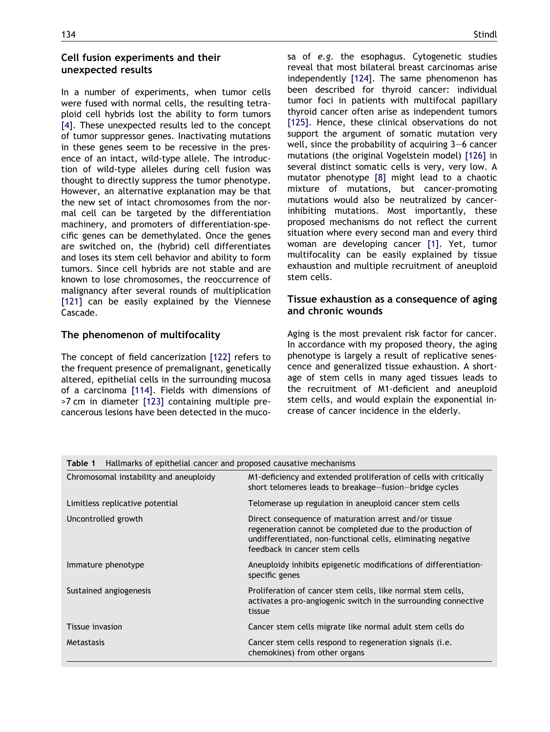## Cell fusion experiments and their unexpected results

In a number of experiments, when tumor cells were fused with normal cells, the resulting tetraploid cell hybrids lost the ability to form tumors [4]. These unexpected results led to the concept of tumor suppressor genes. Inactivating mutations in these genes seem to be recessive in the presence of an intact, wild-type allele. The introduction of wild-type alleles during cell fusion was thought to directly suppress the tumor phenotype. However, an alternative explanation may be that the new set of intact chromosomes from the normal cell can be targeted by the differentiation machinery, and promoters of differentiation-specific genes can be demethylated. Once the genes are switched on, the (hybrid) cell differentiates and loses its stem cell behavior and ability to form tumors. Since cell hybrids are not stable and are known to lose chromosomes, the reoccurrence of malignancy after several rounds of multiplication [121] can be easily explained by the Viennese Cascade.

## The phenomenon of multifocality

The concept of field cancerization [122] refers to the frequent presence of premalignant, genetically altered, epithelial cells in the surrounding mucosa of a carcinoma [114]. Fields with dimensions of >7 cm in diameter [123] containing multiple precancerous lesions have been detected in the mucosa of *e.g.* the esophagus. Cytogenetic studies reveal that most bilateral breast carcinomas arise independently [124]. The same phenomenon has been described for thyroid cancer: individual tumor foci in patients with multifocal papillary thyroid cancer often arise as independent tumors [125]. Hence, these clinical observations do not support the argument of somatic mutation very well, since the probability of acquiring 3–6 cancer mutations (the original Vogelstein model) [126] in several distinct somatic cells is very, very low. A mutator phenotype [8] might lead to a chaotic mixture of mutations, but cancer-promoting mutations would also be neutralized by cancer-inhibiting mutations. Most importantly, these proposed mechanisms do not reflect the current situation where every second man and every third woman are developing cancer [1]. Yet, tumor multifocality can be easily explained by tissue exhaustion and multiple recruitment of aneuploid stem cells.

## Tissue exhaustion as a consequence of aging and chronic wounds

Aging is the most prevalent risk factor for cancer. In accordance with my proposed theory, the aging phenotype is largely a result of replicative senescence and generalized tissue exhaustion. A shortage of stem cells in many aged tissues leads to the recruitment of M1-deficient and aneuploid stem cells, and would explain the exponential increase of cancer incidence in the elderly.

**Table 1** Hallmarks of epithelial cancer and proposed causative mechanisms

| Hallmark | Proposed causative mechanism |
|---|---|
| Chromosomal instability and aneuploidy | M1-deficiency and extended proliferation of cells with critically short telomeres leads to breakage–fusion–bridge cycles |
| Limitless replicative potential | Telomerase up regulation in aneuploid cancer stem cells |
| Uncontrolled growth | Direct consequence of maturation arrest and/or tissue regeneration cannot be completed due to the production of undifferentiated, non-functional cells, eliminating negative feedback in cancer stem cells |
| Immature phenotype | Aneuploidy inhibits epigenetic modifications of differentiation-specific genes |
| Sustained angiogenesis | Proliferation of cancer stem cells, like normal stem cells, activates a pro-angiogenic switch in the surrounding connective tissue |
| Tissue invasion | Cancer stem cells migrate like normal adult stem cells do |
| Metastasis | Cancer stem cells respond to regeneration signals (i.e. chemokines) from other organs |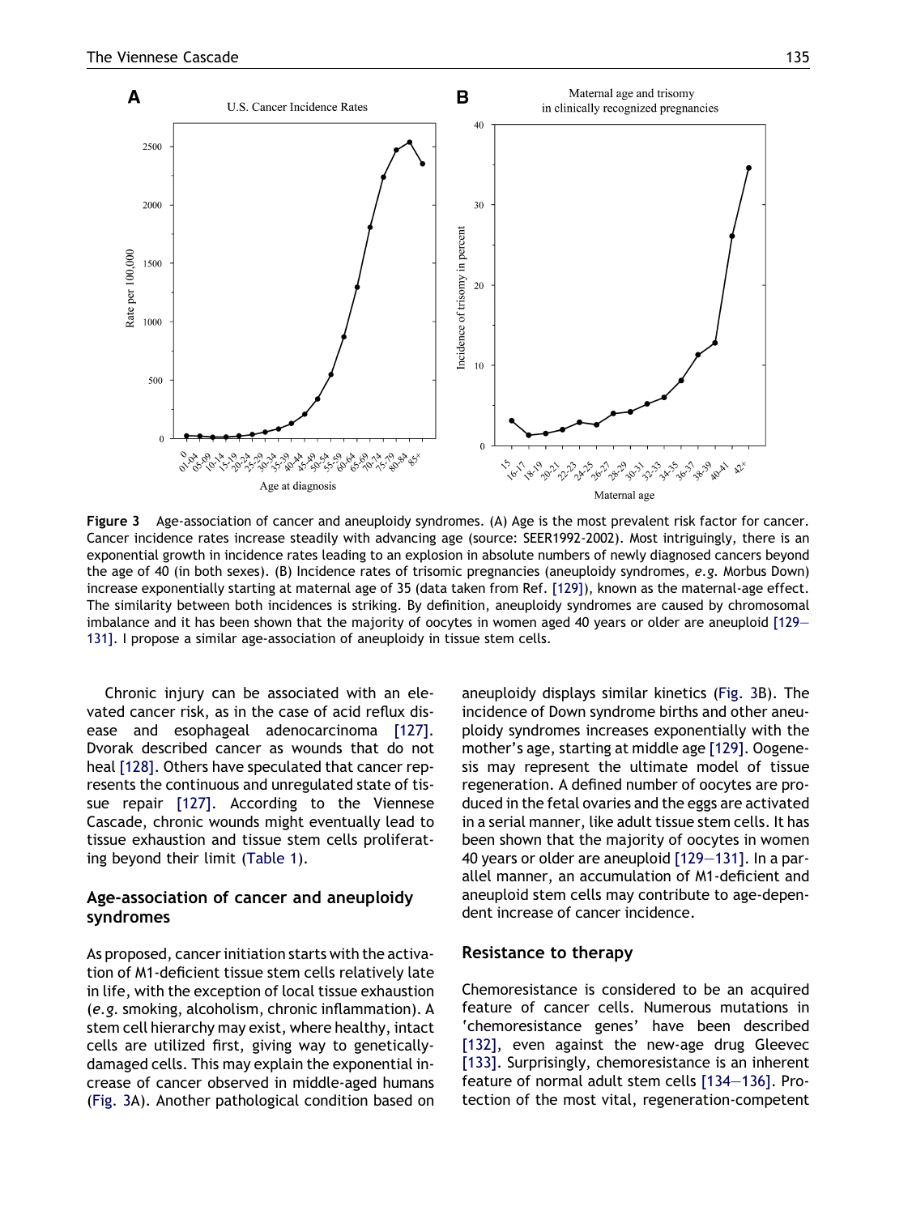Figure 3 Age-association of cancer and aneuploidy syndromes. (A) Age is the most prevalent risk factor for cancer. Cancer incidence rates increase steadily with advancing age (source: SEER1992-2002). Most intriguingly, there is an exponential growth in incidence rates leading to an explosion in absolute numbers of newly diagnosed cancers beyond the age of 40 (in both sexes). (B) Incidence rates of trisomic pregnancies (aneuploidy syndromes, *e.g.* Morbus Down) increase exponentially starting at maternal age of 35 (data taken from Ref. [129]), known as the maternal-age effect. The similarity between both incidences is striking. By definition, aneuploidy syndromes are caused by chromosomal imbalance and it has been shown that the majority of oocytes in women aged 40 years or older are aneuploid [129—131]. I propose a similar age-association of aneuploidy in tissue stem cells.

Chronic injury can be associated with an elevated cancer risk, as in the case of acid reflux disease and esophageal adenocarcinoma [127]. Dvorak described cancer as wounds that do not heal [128]. Others have speculated that cancer represents the continuous and unregulated state of tissue repair [127]. According to the Viennese Cascade, chronic wounds might eventually lead to tissue exhaustion and tissue stem cells proliferating beyond their limit (Table 1).

## Age-association of cancer and aneuploidy syndromes

As proposed, cancer initiation starts with the activation of M1-deficient tissue stem cells relatively late in life, with the exception of local tissue exhaustion (*e.g.* smoking, alcoholism, chronic inflammation). A stem cell hierarchy may exist, where healthy, intact cells are utilized first, giving way to genetically-damaged cells. This may explain the exponential increase of cancer observed in middle-aged humans (Fig. 3A). Another pathological condition based on aneuploidy displays similar kinetics (Fig. 3B). The incidence of Down syndrome births and other aneuploidy syndromes increases exponentially with the mother's age, starting at middle age [129]. Oogenesis may represent the ultimate model of tissue regeneration. A defined number of oocytes are produced in the fetal ovaries and the eggs are activated in a serial manner, like adult tissue stem cells. It has been shown that the majority of oocytes in women 40 years or older are aneuploid [129—131]. In a parallel manner, an accumulation of M1-deficient and aneuploid stem cells may contribute to age-dependent increase of cancer incidence.

## Resistance to therapy

Chemoresistance is considered to be an acquired feature of cancer cells. Numerous mutations in 'chemoresistance genes' have been described [132], even against the new-age drug Gleevec [133]. Surprisingly, chemoresistance is an inherent feature of normal adult stem cells [134—136]. Protection of the most vital, regeneration-competent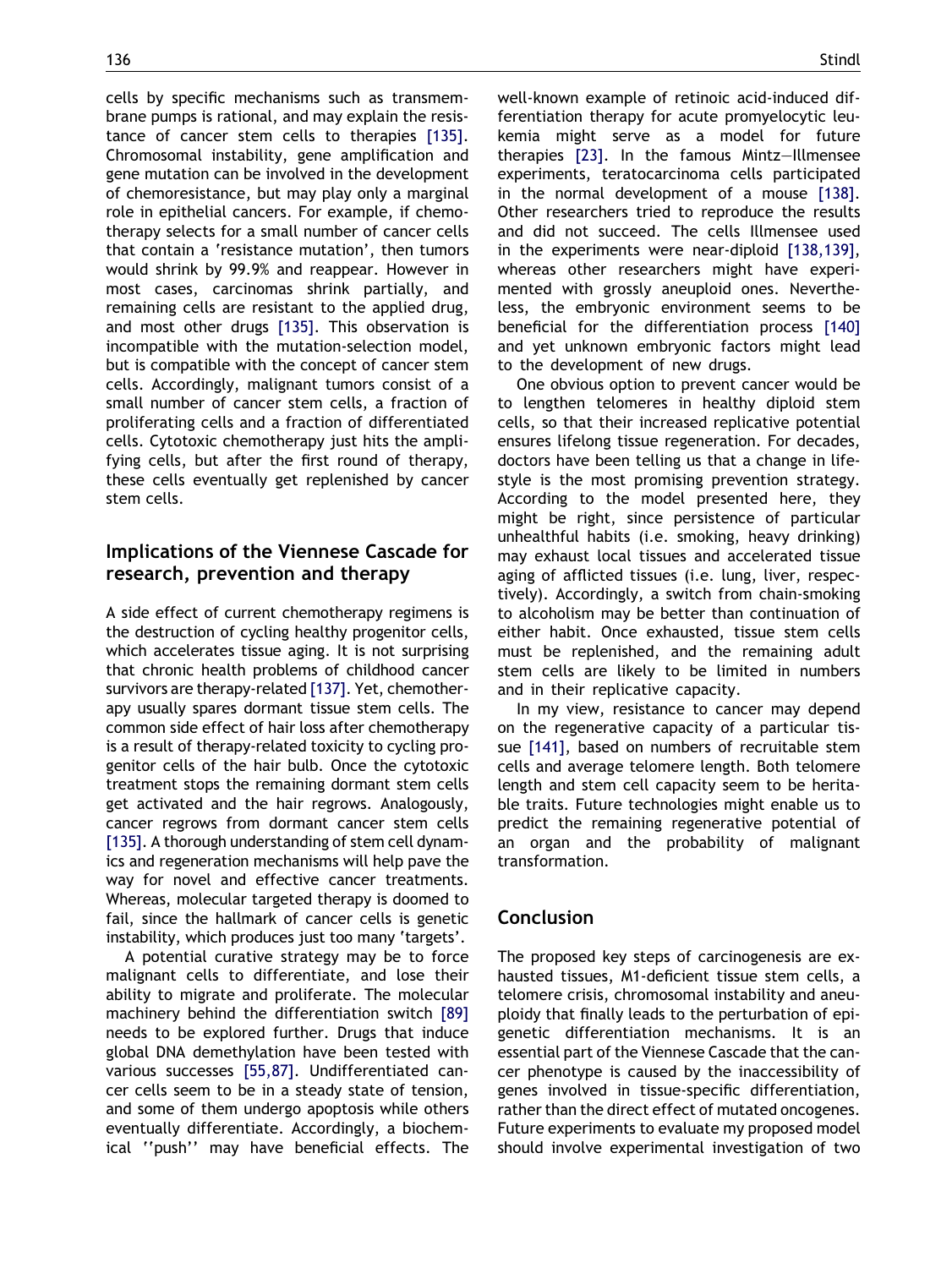cells by specific mechanisms such as transmembrane pumps is rational, and may explain the resistance of cancer stem cells to therapies [135]. Chromosomal instability, gene amplification and gene mutation can be involved in the development of chemoresistance, but may play only a marginal role in epithelial cancers. For example, if chemotherapy selects for a small number of cancer cells that contain a 'resistance mutation', then tumors would shrink by 99.9% and reappear. However in most cases, carcinomas shrink partially, and remaining cells are resistant to the applied drug, and most other drugs [135]. This observation is incompatible with the mutation-selection model, but is compatible with the concept of cancer stem cells. Accordingly, malignant tumors consist of a small number of cancer stem cells, a fraction of proliferating cells and a fraction of differentiated cells. Cytotoxic chemotherapy just hits the amplifying cells, but after the first round of therapy, these cells eventually get replenished by cancer stem cells.

## Implications of the Viennese Cascade for research, prevention and therapy

A side effect of current chemotherapy regimens is the destruction of cycling healthy progenitor cells, which accelerates tissue aging. It is not surprising that chronic health problems of childhood cancer survivors are therapy-related [137]. Yet, chemotherapy usually spares dormant tissue stem cells. The common side effect of hair loss after chemotherapy is a result of therapy-related toxicity to cycling progenitor cells of the hair bulb. Once the cytotoxic treatment stops the remaining dormant stem cells get activated and the hair regrows. Analogously, cancer regrows from dormant cancer stem cells [135]. A thorough understanding of stem cell dynamics and regeneration mechanisms will help pave the way for novel and effective cancer treatments. Whereas, molecular targeted therapy is doomed to fail, since the hallmark of cancer cells is genetic instability, which produces just too many 'targets'.

A potential curative strategy may be to force malignant cells to differentiate, and lose their ability to migrate and proliferate. The molecular machinery behind the differentiation switch [89] needs to be explored further. Drugs that induce global DNA demethylation have been tested with various successes [55,87]. Undifferentiated cancer cells seem to be in a steady state of tension, and some of them undergo apoptosis while others eventually differentiate. Accordingly, a biochemical ''push'' may have beneficial effects. The well-known example of retinoic acid-induced differentiation therapy for acute promyelocytic leukemia might serve as a model for future therapies [23]. In the famous Mintz—Illmensee experiments, teratocarcinoma cells participated in the normal development of a mouse [138]. Other researchers tried to reproduce the results and did not succeed. The cells Illmensee used in the experiments were near-diploid [138,139], whereas other researchers might have experimented with grossly aneuploid ones. Nevertheless, the embryonic environment seems to be beneficial for the differentiation process [140] and yet unknown embryonic factors might lead to the development of new drugs.

One obvious option to prevent cancer would be to lengthen telomeres in healthy diploid stem cells, so that their increased replicative potential ensures lifelong tissue regeneration. For decades, doctors have been telling us that a change in lifestyle is the most promising prevention strategy. According to the model presented here, they might be right, since persistence of particular unhealthful habits (i.e. smoking, heavy drinking) may exhaust local tissues and accelerated tissue aging of afflicted tissues (i.e. lung, liver, respectively). Accordingly, a switch from chain-smoking to alcoholism may be better than continuation of either habit. Once exhausted, tissue stem cells must be replenished, and the remaining adult stem cells are likely to be limited in numbers and in their replicative capacity.

In my view, resistance to cancer may depend on the regenerative capacity of a particular tissue [141], based on numbers of recruitable stem cells and average telomere length. Both telomere length and stem cell capacity seem to be heritable traits. Future technologies might enable us to predict the remaining regenerative potential of an organ and the probability of malignant transformation.

## Conclusion

The proposed key steps of carcinogenesis are exhausted tissues, M1-deficient tissue stem cells, a telomere crisis, chromosomal instability and aneuploidy that finally leads to the perturbation of epigenetic differentiation mechanisms. It is an essential part of the Viennese Cascade that the cancer phenotype is caused by the inaccessibility of genes involved in tissue-specific differentiation, rather than the direct effect of mutated oncogenes. Future experiments to evaluate my proposed model should involve experimental investigation of two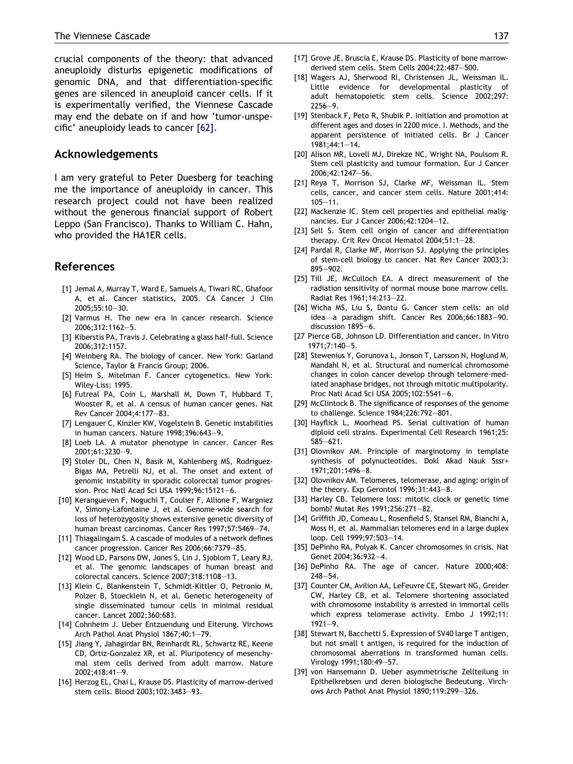crucial components of the theory: that advanced aneuploidy disturbs epigenetic modifications of genomic DNA, and that differentiation-specific genes are silenced in aneuploid cancer cells. If it is experimentally verified, the Viennese Cascade may end the debate on if and how 'tumor-unspecific' aneuploidy leads to cancer [62].

## Acknowledgements

I am very grateful to Peter Duesberg for teaching me the importance of aneuploidy in cancer. This research project could not have been realized without the generous financial support of Robert Leppo (San Francisco). Thanks to William C. Hahn, who provided the HA1ER cells.

## References

[1] Jemal A, Murray T, Ward E, Samuels A, Tiwari RC, Ghafoor A, et al. Cancer statistics, 2005. CA Cancer J Clin 2005;55:10—30.

[2] Varmus H. The new era in cancer research. Science 2006;312:1162—5.

[3] Kiberstis PA, Travis J. Celebrating a glass half-full. Science 2006;312:1157.

[4] Weinberg RA. The biology of cancer. New York: Garland Science, Taylor & Francis Group; 2006.

[5] Heim S, Mitelman F. Cancer cytogenetics. New York: Wiley-Liss; 1995.

[6] Futreal PA, Coin L, Marshall M, Down T, Hubbard T, Wooster R, et al. A census of human cancer genes. Nat Rev Cancer 2004;4:177—83.

[7] Lengauer C, Kinzler KW, Vogelstein B. Genetic instabilities in human cancers. Nature 1998;396:643—9.

[8] Loeb LA. A mutator phenotype in cancer. Cancer Res 2001;61:3230—9.

[9] Stoler DL, Chen N, Basik M, Kahlenberg MS, Rodriguez-Bigas MA, Petrelli NJ, et al. The onset and extent of genomic instability in sporadic colorectal tumor progression. Proc Natl Acad Sci USA 1999;96:15121—6.

[10] Kerangueven F, Noguchi T, Coulier F, Allione F, Wargniez V, Simony-Lafontaine J, et al. Genome-wide search for loss of heterozygosity shows extensive genetic diversity of human breast carcinomas. Cancer Res 1997;57:5469—74.

[11] Thiagalingam S. A cascade of modules of a network defines cancer progression. Cancer Res 2006;66:7379—85.

[12] Wood LD, Parsons DW, Jones S, Lin J, Sjoblom T, Leary RJ, et al. The genomic landscapes of human breast and colorectal cancers. Science 2007;318:1108—13.

[13] Klein C, Blankenstein T, Schmidt-Kittler O, Petronio M, Polzer B, Stoecklein N, et al. Genetic heterogeneity of single disseminated tumour cells in minimal residual cancer. Lancet 2002;360:683.

[14] Cohnheim J. Ueber Entzuendung und Eiterung. Virchows Arch Pathol Anat Physiol 1867;40:1—79.

[15] Jiang Y, Jahagirdar BN, Reinhardt RL, Schwartz RE, Keene CD, Ortiz-Gonzalez XR, et al. Pluripotency of mesenchymal stem cells derived from adult marrow. Nature 2002;418:41—9.

[16] Herzog EL, Chai L, Krause DS. Plasticity of marrow-derived stem cells. Blood 2003;102:3483—93.

[17] Grove JE, Bruscia E, Krause DS. Plasticity of bone marrow-derived stem cells. Stem Cells 2004;22:487—500.

[18] Wagers AJ, Sherwood RI, Christensen JL, Weissman IL. Little evidence for developmental plasticity of adult hematopoietic stem cells. Science 2002;297: 2256—9.

[19] Stenback F, Peto R, Shubik P. Initiation and promotion at different ages and doses in 2200 mice. I. Methods, and the apparent persistence of initiated cells. Br J Cancer 1981;44:1—14.

[20] Alison MR, Lovell MJ, Direkze NC, Wright NA, Poulsom R. Stem cell plasticity and tumour formation. Eur J Cancer 2006;42:1247—56.

[21] Reya T, Morrison SJ, Clarke MF, Weissman IL. Stem cells, cancer, and cancer stem cells. Nature 2001;414: 105—11.

[22] Mackenzie IC. Stem cell properties and epithelial malignancies. Eur J Cancer 2006;42:1204—12.

[23] Sell S. Stem cell origin of cancer and differentiation therapy. Crit Rev Oncol Hematol 2004;51:1—28.

[24] Pardal R, Clarke MF, Morrison SJ. Applying the principles of stem-cell biology to cancer. Nat Rev Cancer 2003;3: 895—902.

[25] Till JE, McCulloch EA. A direct measurement of the radiation sensitivity of normal mouse bone marrow cells. Radiat Res 1961;14:213—22.

[26] Wicha MS, Liu S, Dontu G. Cancer stem cells: an old idea—a paradigm shift. Cancer Res 2006;66:1883—90. discussion 1895—6.

[27 Pierce GB, Johnson LD. Differentiation and cancer. In Vitro 1971;7:140—5.

[28] Stewenius Y, Gorunova L, Jonson T, Larsson N, Hoglund M, Mandahl N, et al. Structural and numerical chromosome changes in colon cancer develop through telomere-mediated anaphase bridges, not through mitotic multipolarity. Proc Natl Acad Sci USA 2005;102:5541—6.

[29] McClintock B. The significance of responses of the genome to challenge. Science 1984;226:792—801.

[30] Hayflick L, Moorhead PS. Serial cultivation of human diploid cell strains. Experimental Cell Research 1961;25: 585—621.

[31] Olovnikov AM. Principle of marginotomy in template synthesis of polynucleotides. Dokl Akad Nauk Sssr+ 1971;201:1496—8.

[32] Olovnikov AM. Telomeres, telomerase, and aging: origin of the theory. Exp Gerontol 1996;31:443—8.

[33] Harley CB. Telomere loss: mitotic clock or genetic time bomb? Mutat Res 1991;256:271—82.

[34] Griffith JD, Comeau L, Rosenfield S, Stansel RM, Bianchi A, Moss H, et al. Mammalian telomeres end in a large duplex loop. Cell 1999;97:503—14.

[35] DePinho RA, Polyak K. Cancer chromosomes in crisis. Nat Genet 2004;36:932—4.

[36] DePinho RA. The age of cancer. Nature 2000;408: 248—54.

[37] Counter CM, Avilion AA, LeFeuvre CE, Stewart NG, Greider CW, Harley CB, et al. Telomere shortening associated with chromosome instability is arrested in immortal cells which express telomerase activity. Embo J 1992;11: 1921—9.

[38] Stewart N, Bacchetti S. Expression of SV40 large T antigen, but not small t antigen, is required for the induction of chromosomal aberrations in transformed human cells. Virology 1991;180:49—57.

[39] von Hansemann D. Ueber asymmetrische Zellteilung in Epithelkrebsen und deren biologische Bedeutung. Virchows Arch Pathol Anat Physiol 1890;119:299—326.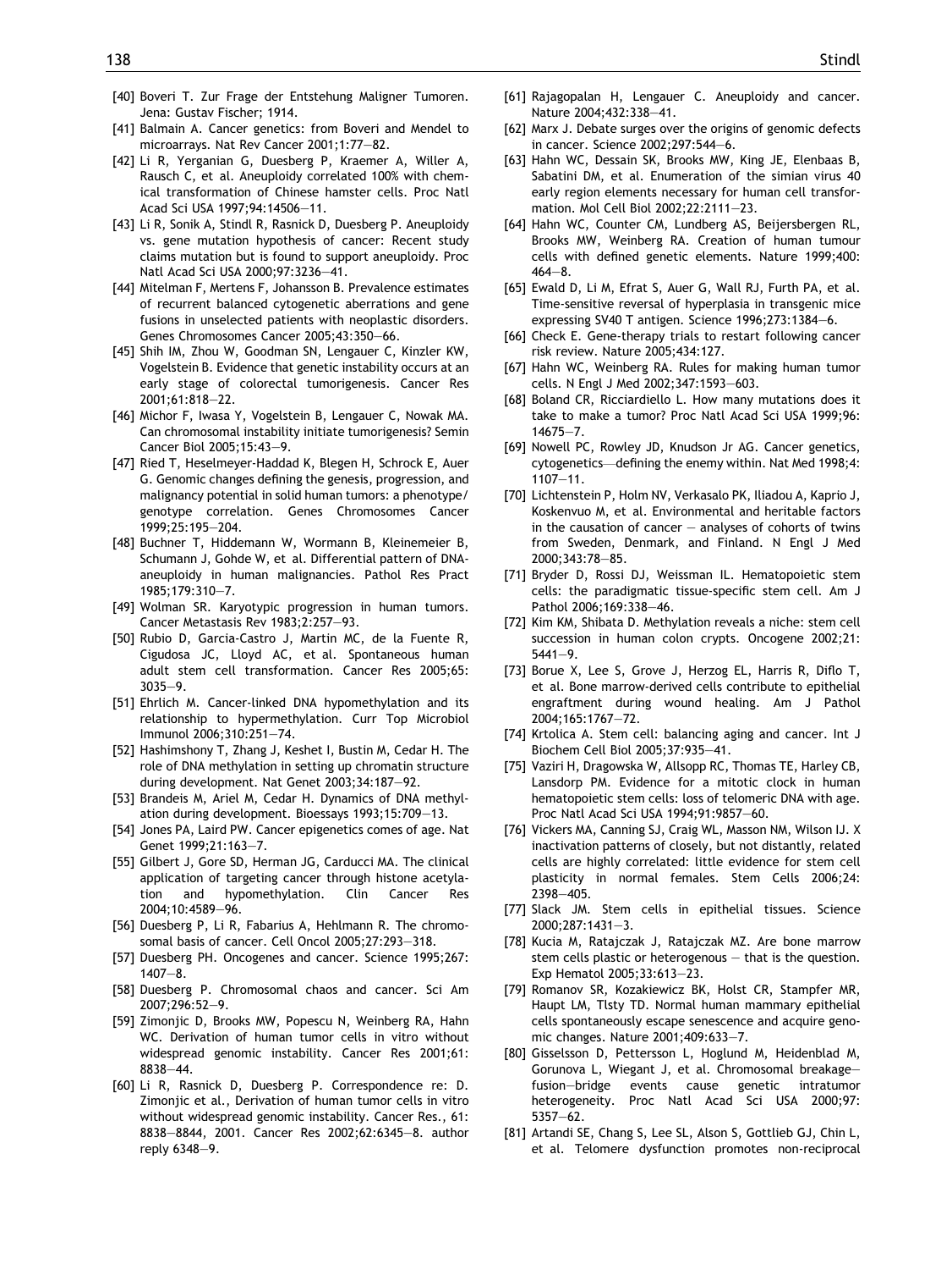[40] Boveri T. Zur Frage der Entstehung Maligner Tumoren. Jena: Gustav Fischer; 1914.

[41] Balmain A. Cancer genetics: from Boveri and Mendel to microarrays. Nat Rev Cancer 2001;1:77—82.

[42] Li R, Yerganian G, Duesberg P, Kraemer A, Willer A, Rausch C, et al. Aneuploidy correlated 100% with chemical transformation of Chinese hamster cells. Proc Natl Acad Sci USA 1997;94:14506—11.

[43] Li R, Sonik A, Stindl R, Rasnick D, Duesberg P. Aneuploidy vs. gene mutation hypothesis of cancer: Recent study claims mutation but is found to support aneuploidy. Proc Natl Acad Sci USA 2000;97:3236—41.

[44] Mitelman F, Mertens F, Johansson B. Prevalence estimates of recurrent balanced cytogenetic aberrations and gene fusions in unselected patients with neoplastic disorders. Genes Chromosomes Cancer 2005;43:350—66.

[45] Shih IM, Zhou W, Goodman SN, Lengauer C, Kinzler KW, Vogelstein B. Evidence that genetic instability occurs at an early stage of colorectal tumorigenesis. Cancer Res 2001;61:818—22.

[46] Michor F, Iwasa Y, Vogelstein B, Lengauer C, Nowak MA. Can chromosomal instability initiate tumorigenesis? Semin Cancer Biol 2005;15:43—9.

[47] Ried T, Heselmeyer-Haddad K, Blegen H, Schrock E, Auer G. Genomic changes defining the genesis, progression, and malignancy potential in solid human tumors: a phenotype/genotype correlation. Genes Chromosomes Cancer 1999;25:195—204.

[48] Buchner T, Hiddemann W, Wormann B, Kleinemeier B, Schumann J, Gohde W, et al. Differential pattern of DNA-aneuploidy in human malignancies. Pathol Res Pract 1985;179:310—7.

[49] Wolman SR. Karyotypic progression in human tumors. Cancer Metastasis Rev 1983;2:257—93.

[50] Rubio D, Garcia-Castro J, Martin MC, de la Fuente R, Cigudosa JC, Lloyd AC, et al. Spontaneous human adult stem cell transformation. Cancer Res 2005;65:3035—9.

[51] Ehrlich M. Cancer-linked DNA hypomethylation and its relationship to hypermethylation. Curr Top Microbiol Immunol 2006;310:251—74.

[52] Hashimshony T, Zhang J, Keshet I, Bustin M, Cedar H. The role of DNA methylation in setting up chromatin structure during development. Nat Genet 2003;34:187—92.

[53] Brandeis M, Ariel M, Cedar H. Dynamics of DNA methylation during development. Bioessays 1993;15:709—13.

[54] Jones PA, Laird PW. Cancer epigenetics comes of age. Nat Genet 1999;21:163—7.

[55] Gilbert J, Gore SD, Herman JG, Carducci MA. The clinical application of targeting cancer through histone acetylation and hypomethylation. Clin Cancer Res 2004;10:4589—96.

[56] Duesberg P, Li R, Fabarius A, Hehlmann R. The chromosomal basis of cancer. Cell Oncol 2005;27:293—318.

[57] Duesberg PH. Oncogenes and cancer. Science 1995;267:1407—8.

[58] Duesberg P. Chromosomal chaos and cancer. Sci Am 2007;296:52—9.

[59] Zimonjic D, Brooks MW, Popescu N, Weinberg RA, Hahn WC. Derivation of human tumor cells in vitro without widespread genomic instability. Cancer Res 2001;61:8838—44.

[60] Li R, Rasnick D, Duesberg P. Correspondence re: D. Zimonjic et al., Derivation of human tumor cells in vitro without widespread genomic instability. Cancer Res., 61: 8838—8844, 2001. Cancer Res 2002;62:6345—8. author reply 6348—9.

[61] Rajagopalan H, Lengauer C. Aneuploidy and cancer. Nature 2004;432:338—41.

[62] Marx J. Debate surges over the origins of genomic defects in cancer. Science 2002;297:544—6.

[63] Hahn WC, Dessain SK, Brooks MW, King JE, Elenbaas B, Sabatini DM, et al. Enumeration of the simian virus 40 early region elements necessary for human cell transformation. Mol Cell Biol 2002;22:2111—23.

[64] Hahn WC, Counter CM, Lundberg AS, Beijersbergen RL, Brooks MW, Weinberg RA. Creation of human tumour cells with defined genetic elements. Nature 1999;400:464—8.

[65] Ewald D, Li M, Efrat S, Auer G, Wall RJ, Furth PA, et al. Time-sensitive reversal of hyperplasia in transgenic mice expressing SV40 T antigen. Science 1996;273:1384—6.

[66] Check E. Gene-therapy trials to restart following cancer risk review. Nature 2005;434:127.

[67] Hahn WC, Weinberg RA. Rules for making human tumor cells. N Engl J Med 2002;347:1593—603.

[68] Boland CR, Ricciardiello L. How many mutations does it take to make a tumor? Proc Natl Acad Sci USA 1999;96:14675—7.

[69] Nowell PC, Rowley JD, Knudson Jr AG. Cancer genetics, cytogenetics—defining the enemy within. Nat Med 1998;4:1107—11.

[70] Lichtenstein P, Holm NV, Verkasalo PK, Iliadou A, Kaprio J, Koskenvuo M, et al. Environmental and heritable factors in the causation of cancer — analyses of cohorts of twins from Sweden, Denmark, and Finland. N Engl J Med 2000;343:78—85.

[71] Bryder D, Rossi DJ, Weissman IL. Hematopoietic stem cells: the paradigmatic tissue-specific stem cell. Am J Pathol 2006;169:338—46.

[72] Kim KM, Shibata D. Methylation reveals a niche: stem cell succession in human colon crypts. Oncogene 2002;21:5441—9.

[73] Borue X, Lee S, Grove J, Herzog EL, Harris R, Diflo T, et al. Bone marrow-derived cells contribute to epithelial engraftment during wound healing. Am J Pathol 2004;165:1767—72.

[74] Krtolica A. Stem cell: balancing aging and cancer. Int J Biochem Cell Biol 2005;37:935—41.

[75] Vaziri H, Dragowska W, Allsopp RC, Thomas TE, Harley CB, Lansdorp PM. Evidence for a mitotic clock in human hematopoietic stem cells: loss of telomeric DNA with age. Proc Natl Acad Sci USA 1994;91:9857—60.

[76] Vickers MA, Canning SJ, Craig WL, Masson NM, Wilson IJ. X inactivation patterns of closely, but not distantly, related cells are highly correlated: little evidence for stem cell plasticity in normal females. Stem Cells 2006;24:2398—405.

[77] Slack JM. Stem cells in epithelial tissues. Science 2000;287:1431—3.

[78] Kucia M, Ratajczak J, Ratajczak MZ. Are bone marrow stem cells plastic or heterogenous — that is the question. Exp Hematol 2005;33:613—23.

[79] Romanov SR, Kozakiewicz BK, Holst CR, Stampfer MR, Haupt LM, Tlsty TD. Normal human mammary epithelial cells spontaneously escape senescence and acquire genomic changes. Nature 2001;409:633—7.

[80] Gisselsson D, Pettersson L, Hoglund M, Heidenblad M, Gorunova L, Wiegant J, et al. Chromosomal breakage—fusion—bridge events cause genetic intratumor heterogeneity. Proc Natl Acad Sci USA 2000;97:5357—62.

[81] Artandi SE, Chang S, Lee SL, Alson S, Gottlieb GJ, Chin L, et al. Telomere dysfunction promotes non-reciprocal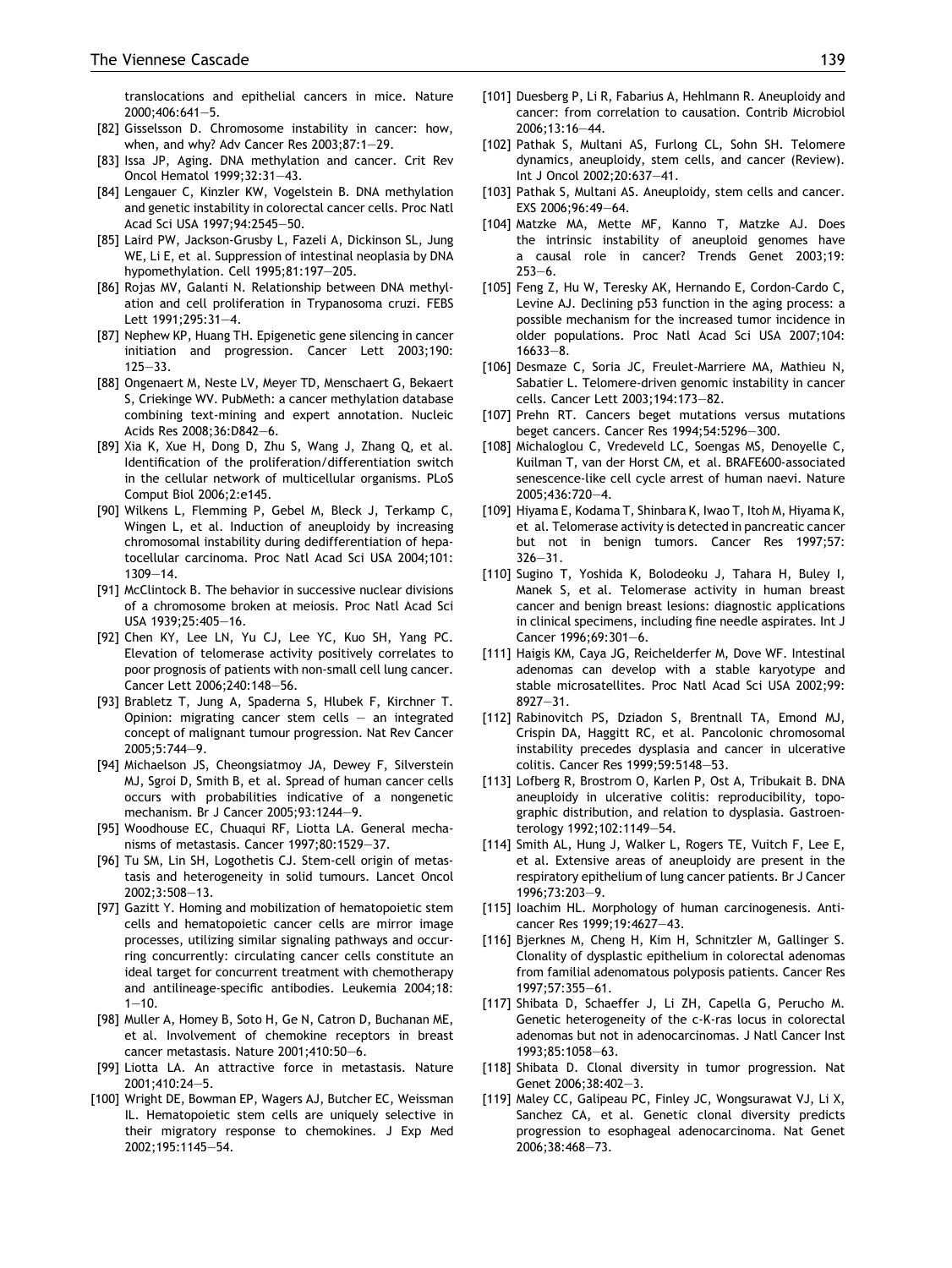translocations and epithelial cancers in mice. Nature 2000;406:641—5.

[82] Gisselsson D. Chromosome instability in cancer: how, when, and why? Adv Cancer Res 2003;87:1—29.

[83] Issa JP, Aging. DNA methylation and cancer. Crit Rev Oncol Hematol 1999;32:31—43.

[84] Lengauer C, Kinzler KW, Vogelstein B. DNA methylation and genetic instability in colorectal cancer cells. Proc Natl Acad Sci USA 1997;94:2545—50.

[85] Laird PW, Jackson-Grusby L, Fazeli A, Dickinson SL, Jung WE, Li E, et al. Suppression of intestinal neoplasia by DNA hypomethylation. Cell 1995;81:197—205.

[86] Rojas MV, Galanti N. Relationship between DNA methylation and cell proliferation in Trypanosoma cruzi. FEBS Lett 1991;295:31—4.

[87] Nephew KP, Huang TH. Epigenetic gene silencing in cancer initiation and progression. Cancer Lett 2003;190: 125—33.

[88] Ongenaert M, Neste LV, Meyer TD, Menschaert G, Bekaert S, Criekinge WV. PubMeth: a cancer methylation database combining text-mining and expert annotation. Nucleic Acids Res 2008;36:D842—6.

[89] Xia K, Xue H, Dong D, Zhu S, Wang J, Zhang Q, et al. Identification of the proliferation/differentiation switch in the cellular network of multicellular organisms. PLoS Comput Biol 2006;2:e145.

[90] Wilkens L, Flemming P, Gebel M, Bleck J, Terkamp C, Wingen L, et al. Induction of aneuploidy by increasing chromosomal instability during dedifferentiation of hepatocellular carcinoma. Proc Natl Acad Sci USA 2004;101: 1309—14.

[91] McClintock B. The behavior in successive nuclear divisions of a chromosome broken at meiosis. Proc Natl Acad Sci USA 1939;25:405—16.

[92] Chen KY, Lee LN, Yu CJ, Lee YC, Kuo SH, Yang PC. Elevation of telomerase activity positively correlates to poor prognosis of patients with non-small cell lung cancer. Cancer Lett 2006;240:148—56.

[93] Brabletz T, Jung A, Spaderna S, Hlubek F, Kirchner T. Opinion: migrating cancer stem cells — an integrated concept of malignant tumour progression. Nat Rev Cancer 2005;5:744—9.

[94] Michaelson JS, Cheongsiatmoy JA, Dewey F, Silverstein MJ, Sgroi D, Smith B, et al. Spread of human cancer cells occurs with probabilities indicative of a nongenetic mechanism. Br J Cancer 2005;93:1244—9.

[95] Woodhouse EC, Chuaqui RF, Liotta LA. General mechanisms of metastasis. Cancer 1997;80:1529—37.

[96] Tu SM, Lin SH, Logothetis CJ. Stem-cell origin of metastasis and heterogeneity in solid tumours. Lancet Oncol 2002;3:508—13.

[97] Gazitt Y. Homing and mobilization of hematopoietic stem cells and hematopoietic cancer cells are mirror image processes, utilizing similar signaling pathways and occurring concurrently: circulating cancer cells constitute an ideal target for concurrent treatment with chemotherapy and antilineage-specific antibodies. Leukemia 2004;18: 1—10.

[98] Muller A, Homey B, Soto H, Ge N, Catron D, Buchanan ME, et al. Involvement of chemokine receptors in breast cancer metastasis. Nature 2001;410:50—6.

[99] Liotta LA. An attractive force in metastasis. Nature 2001;410:24—5.

[100] Wright DE, Bowman EP, Wagers AJ, Butcher EC, Weissman IL. Hematopoietic stem cells are uniquely selective in their migratory response to chemokines. J Exp Med 2002;195:1145—54.

[101] Duesberg P, Li R, Fabarius A, Hehlmann R. Aneuploidy and cancer: from correlation to causation. Contrib Microbiol 2006;13:16—44.

[102] Pathak S, Multani AS, Furlong CL, Sohn SH. Telomere dynamics, aneuploidy, stem cells, and cancer (Review). Int J Oncol 2002;20:637—41.

[103] Pathak S, Multani AS. Aneuploidy, stem cells and cancer. EXS 2006;96:49—64.

[104] Matzke MA, Mette MF, Kanno T, Matzke AJ. Does the intrinsic instability of aneuploid genomes have a causal role in cancer? Trends Genet 2003;19: 253—6.

[105] Feng Z, Hu W, Teresky AK, Hernando E, Cordon-Cardo C, Levine AJ. Declining p53 function in the aging process: a possible mechanism for the increased tumor incidence in older populations. Proc Natl Acad Sci USA 2007;104: 16633—8.

[106] Desmaze C, Soria JC, Freulet-Marriere MA, Mathieu N, Sabatier L. Telomere-driven genomic instability in cancer cells. Cancer Lett 2003;194:173—82.

[107] Prehn RT. Cancers beget mutations versus mutations beget cancers. Cancer Res 1994;54:5296—300.

[108] Michaloglou C, Vredeveld LC, Soengas MS, Denoyelle C, Kuilman T, van der Horst CM, et al. BRAFE600-associated senescence-like cell cycle arrest of human naevi. Nature 2005;436:720—4.

[109] Hiyama E, Kodama T, Shinbara K, Iwao T, Itoh M, Hiyama K, et al. Telomerase activity is detected in pancreatic cancer but not in benign tumors. Cancer Res 1997;57: 326—31.

[110] Sugino T, Yoshida K, Bolodeoku J, Tahara H, Buley I, Manek S, et al. Telomerase activity in human breast cancer and benign breast lesions: diagnostic applications in clinical specimens, including fine needle aspirates. Int J Cancer 1996;69:301—6.

[111] Haigis KM, Caya JG, Reichelderfer M, Dove WF. Intestinal adenomas can develop with a stable karyotype and stable microsatellites. Proc Natl Acad Sci USA 2002;99: 8927—31.

[112] Rabinovitch PS, Dziadon S, Brentnall TA, Emond MJ, Crispin DA, Haggitt RC, et al. Pancolonic chromosomal instability precedes dysplasia and cancer in ulcerative colitis. Cancer Res 1999;59:5148—53.

[113] Lofberg R, Brostrom O, Karlen P, Ost A, Tribukait B. DNA aneuploidy in ulcerative colitis: reproducibility, topographic distribution, and relation to dysplasia. Gastroenterology 1992;102:1149—54.

[114] Smith AL, Hung J, Walker L, Rogers TE, Vuitch F, Lee E, et al. Extensive areas of aneuploidy are present in the respiratory epithelium of lung cancer patients. Br J Cancer 1996;73:203—9.

[115] Ioachim HL. Morphology of human carcinogenesis. Anticancer Res 1999;19:4627—43.

[116] Bjerknes M, Cheng H, Kim H, Schnitzler M, Gallinger S. Clonality of dysplastic epithelium in colorectal adenomas from familial adenomatous polyposis patients. Cancer Res 1997;57:355—61.

[117] Shibata D, Schaeffer J, Li ZH, Capella G, Perucho M. Genetic heterogeneity of the c-K-ras locus in colorectal adenomas but not in adenocarcinomas. J Natl Cancer Inst 1993;85:1058—63.

[118] Shibata D. Clonal diversity in tumor progression. Nat Genet 2006;38:402—3.

[119] Maley CC, Galipeau PC, Finley JC, Wongsurawat VJ, Li X, Sanchez CA, et al. Genetic clonal diversity predicts progression to esophageal adenocarcinoma. Nat Genet 2006;38:468—73.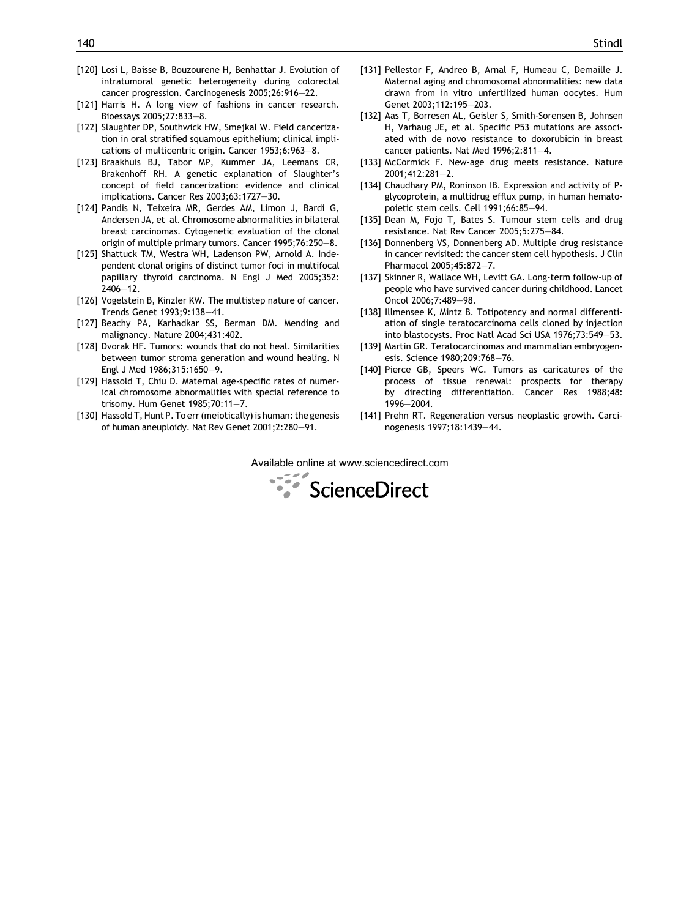[120] Losi L, Baisse B, Bouzourene H, Benhattar J. Evolution of intratumoral genetic heterogeneity during colorectal cancer progression. Carcinogenesis 2005;26:916—22.

[121] Harris H. A long view of fashions in cancer research. Bioessays 2005;27:833—8.

[122] Slaughter DP, Southwick HW, Smejkal W. Field cancerization in oral stratified squamous epithelium; clinical implications of multicentric origin. Cancer 1953;6:963—8.

[123] Braakhuis BJ, Tabor MP, Kummer JA, Leemans CR, Brakenhoff RH. A genetic explanation of Slaughter's concept of field cancerization: evidence and clinical implications. Cancer Res 2003;63:1727—30.

[124] Pandis N, Teixeira MR, Gerdes AM, Limon J, Bardi G, Andersen JA, et al. Chromosome abnormalities in bilateral breast carcinomas. Cytogenetic evaluation of the clonal origin of multiple primary tumors. Cancer 1995;76:250—8.

[125] Shattuck TM, Westra WH, Ladenson PW, Arnold A. Independent clonal origins of distinct tumor foci in multifocal papillary thyroid carcinoma. N Engl J Med 2005;352: 2406—12.

[126] Vogelstein B, Kinzler KW. The multistep nature of cancer. Trends Genet 1993;9:138—41.

[127] Beachy PA, Karhadkar SS, Berman DM. Mending and malignancy. Nature 2004;431:402.

[128] Dvorak HF. Tumors: wounds that do not heal. Similarities between tumor stroma generation and wound healing. N Engl J Med 1986;315:1650—9.

[129] Hassold T, Chiu D. Maternal age-specific rates of numerical chromosome abnormalities with special reference to trisomy. Hum Genet 1985;70:11—7.

[130] Hassold T, Hunt P. To err (meiotically) is human: the genesis of human aneuploidy. Nat Rev Genet 2001;2:280—91.

[131] Pellestor F, Andreo B, Arnal F, Humeau C, Demaille J. Maternal aging and chromosomal abnormalities: new data drawn from in vitro unfertilized human oocytes. Hum Genet 2003;112:195—203.

[132] Aas T, Borresen AL, Geisler S, Smith-Sorensen B, Johnsen H, Varhaug JE, et al. Specific P53 mutations are associated with de novo resistance to doxorubicin in breast cancer patients. Nat Med 1996;2:811—4.

[133] McCormick F. New-age drug meets resistance. Nature 2001;412:281—2.

[134] Chaudhary PM, Roninson IB. Expression and activity of P-glycoprotein, a multidrug efflux pump, in human hematopoietic stem cells. Cell 1991;66:85—94.

[135] Dean M, Fojo T, Bates S. Tumour stem cells and drug resistance. Nat Rev Cancer 2005;5:275—84.

[136] Donnenberg VS, Donnenberg AD. Multiple drug resistance in cancer revisited: the cancer stem cell hypothesis. J Clin Pharmacol 2005;45:872—7.

[137] Skinner R, Wallace WH, Levitt GA. Long-term follow-up of people who have survived cancer during childhood. Lancet Oncol 2006;7:489—98.

[138] Illmensee K, Mintz B. Totipotency and normal differentiation of single teratocarcinoma cells cloned by injection into blastocysts. Proc Natl Acad Sci USA 1976;73:549—53.

[139] Martin GR. Teratocarcinomas and mammalian embryogenesis. Science 1980;209:768—76.

[140] Pierce GB, Speers WC. Tumors as caricatures of the process of tissue renewal: prospects for therapy by directing differentiation. Cancer Res 1988;48: 1996—2004.

[141] Prehn RT. Regeneration versus neoplastic growth. Carcinogenesis 1997;18:1439—44.

Available online at www.sciencedirect.com

ScienceDirect